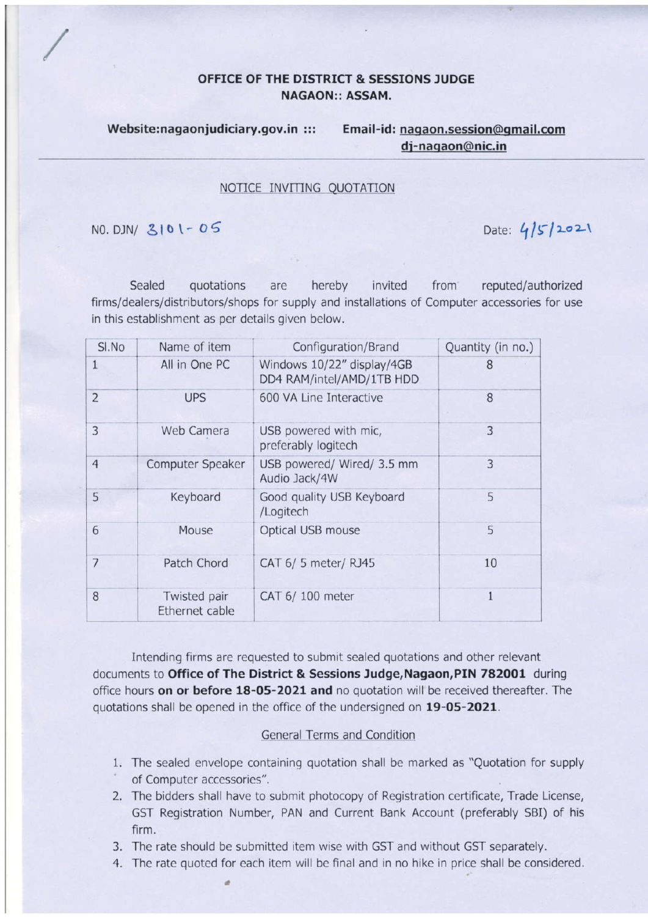**OFFICE OF THE DISTRICT & SESSIONS JUDGE**
**NAGAON:: ASSAM.**

**Website:nagaonjudiciary.gov.in :::** **Email-id: nagaon.session@gmail.com**
**dj-nagaon@nic.in**

---

NOTICE INVITING QUOTATION

NO. DJN/ 3101-05 Date: 4/5/2021

Sealed quotations are hereby invited from reputed/authorized firms/dealers/distributors/shops for supply and installations of Computer accessories for use in this establishment as per details given below.

| Sl.No | Name of item | Configuration/Brand | Quantity (in no.) |
|---|---|---|---|
| 1 | All in One PC | Windows 10/22" display/4GB DD4 RAM/intel/AMD/1TB HDD | 8 |
| 2 | UPS | 600 VA Line Interactive | 8 |
| 3 | Web Camera | USB powered with mic, preferably logitech | 3 |
| 4 | Computer Speaker | USB powered/ Wired/ 3.5 mm Audio Jack/4W | 3 |
| 5 | Keyboard | Good quality USB Keyboard /Logitech | 5 |
| 6 | Mouse | Optical USB mouse | 5 |
| 7 | Patch Chord | CAT 6/ 5 meter/ RJ45 | 10 |
| 8 | Twisted pair Ethernet cable | CAT 6/ 100 meter | 1 |

Intending firms are requested to submit sealed quotations and other relevant documents to **Office of The District & Sessions Judge,Nagaon,PIN 782001** during office hours **on or before 18-05-2021 and** no quotation will be received thereafter. The quotations shall be opened in the office of the undersigned on **19-05-2021**.

General Terms and Condition

1. The sealed envelope containing quotation shall be marked as "Quotation for supply of Computer accessories".
2. The bidders shall have to submit photocopy of Registration certificate, Trade License, GST Registration Number, PAN and Current Bank Account (preferably SBI) of his firm.
3. The rate should be submitted item wise with GST and without GST separately.
4. The rate quoted for each item will be final and in no hike in price shall be considered.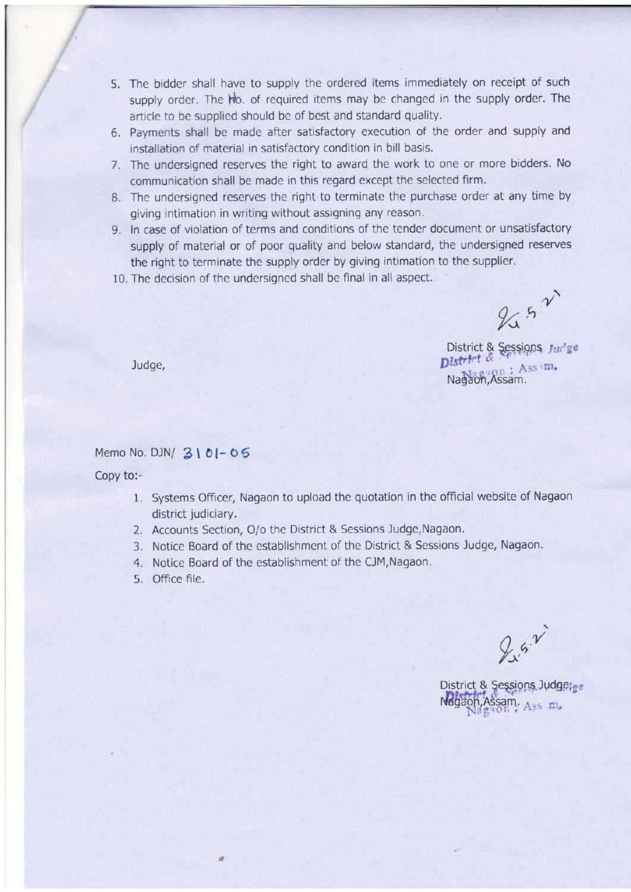5. The bidder shall have to supply the ordered items immediately on receipt of such supply order. The No. of required items may be changed in the supply order. The article to be supplied should be of best and standard quality.
6. Payments shall be made after satisfactory execution of the order and supply and installation of material in satisfactory condition in bill basis.
7. The undersigned reserves the right to award the work to one or more bidders. No communication shall be made in this regard except the selected firm.
8. The undersigned reserves the right to terminate the purchase order at any time by giving intimation in writing without assigning any reason.
9. In case of violation of terms and conditions of the tender document or unsatisfactory supply of material or of poor quality and below standard, the undersigned reserves the right to terminate the supply order by giving intimation to the supplier.
10. The decision of the undersigned shall be final in all aspect.

District & Sessions Judge, Nagaon, Assam.

Memo No. DJN/ 3101-05

Copy to:-

1. Systems Officer, Nagaon to upload the quotation in the official website of Nagaon district judiciary.
2. Accounts Section, O/o the District & Sessions Judge, Nagaon.
3. Notice Board of the establishment of the District & Sessions Judge, Nagaon.
4. Notice Board of the establishment of the CJM, Nagaon.
5. Office file.

District & Sessions Judge, Nagaon, Assam.